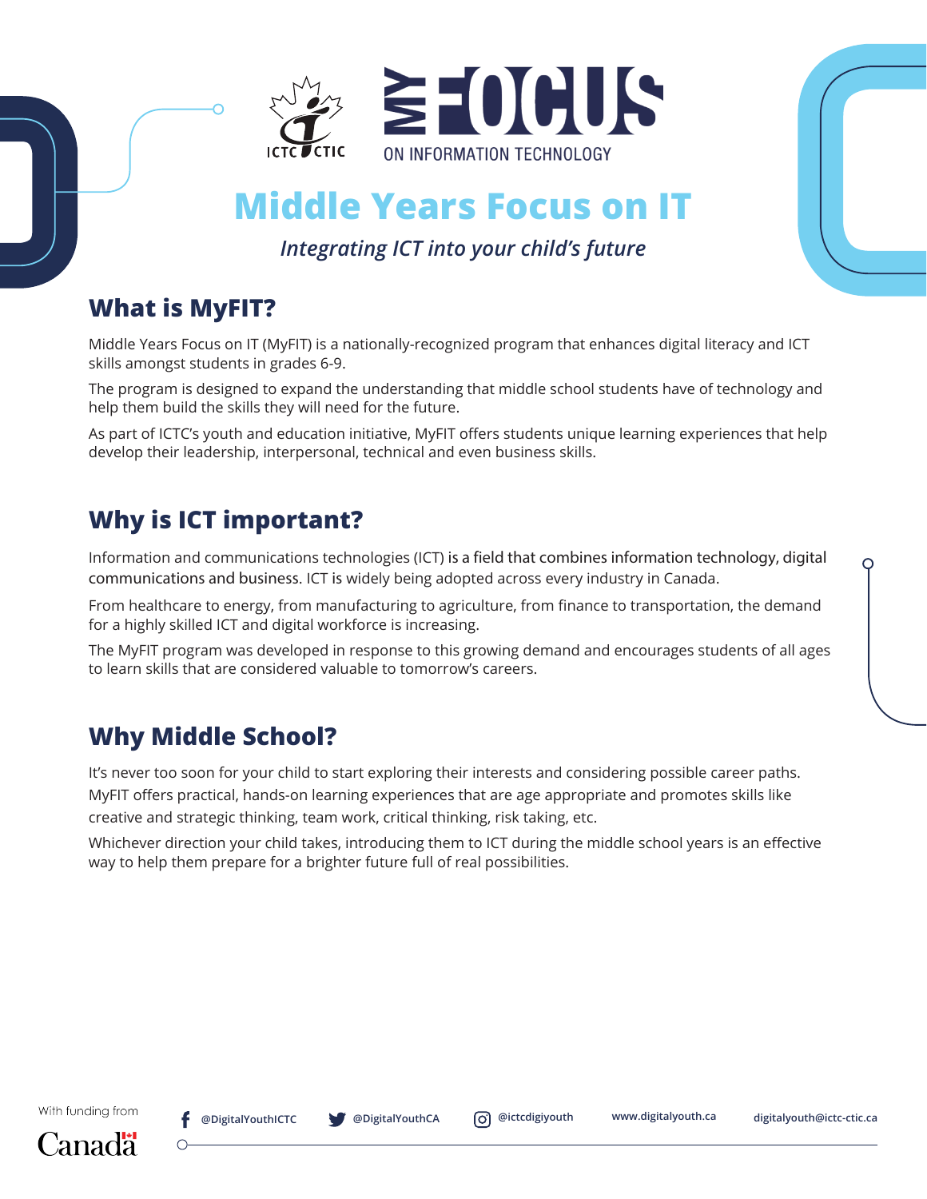ICTC CTIC

MY FOCUS ON INFORMATION TECHNOLOGY

# Middle Years Focus on IT

*Integrating ICT into your child's future*

## What is MyFIT?

Middle Years Focus on IT (MyFIT) is a nationally-recognized program that enhances digital literacy and ICT skills amongst students in grades 6-9.

The program is designed to expand the understanding that middle school students have of technology and help them build the skills they will need for the future.

As part of ICTC's youth and education initiative, MyFIT offers students unique learning experiences that help develop their leadership, interpersonal, technical and even business skills.

## Why is ICT important?

Information and communications technologies (ICT) is a field that combines information technology, digital communications and business. ICT is widely being adopted across every industry in Canada.

From healthcare to energy, from manufacturing to agriculture, from finance to transportation, the demand for a highly skilled ICT and digital workforce is increasing.

The MyFIT program was developed in response to this growing demand and encourages students of all ages to learn skills that are considered valuable to tomorrow's careers.

## Why Middle School?

It's never too soon for your child to start exploring their interests and considering possible career paths. MyFIT offers practical, hands-on learning experiences that are age appropriate and promotes skills like creative and strategic thinking, team work, critical thinking, risk taking, etc.

Whichever direction your child takes, introducing them to ICT during the middle school years is an effective way to help them prepare for a brighter future full of real possibilities.

With funding from Canada

@DigitalYouthICTC | @DigitalYouthCA | @ictcdigiyouth | www.digitalyouth.ca | digitalyouth@ictc-ctic.ca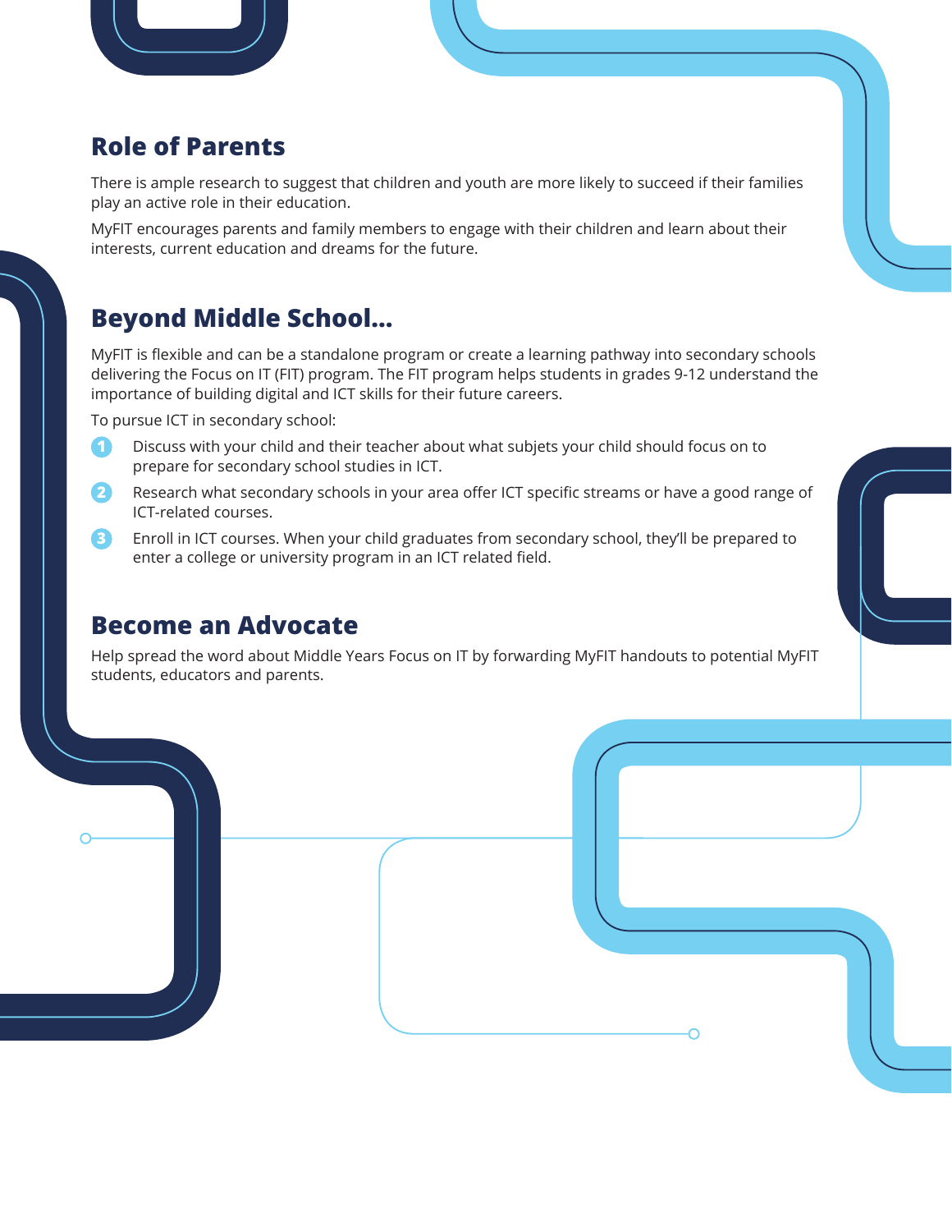## Role of Parents

There is ample research to suggest that children and youth are more likely to succeed if their families play an active role in their education.

MyFIT encourages parents and family members to engage with their children and learn about their interests, current education and dreams for the future.

## Beyond Middle School...

MyFIT is flexible and can be a standalone program or create a learning pathway into secondary schools delivering the Focus on IT (FIT) program. The FIT program helps students in grades 9-12 understand the importance of building digital and ICT skills for their future careers.

To pursue ICT in secondary school:

1. Discuss with your child and their teacher about what subjets your child should focus on to prepare for secondary school studies in ICT.
2. Research what secondary schools in your area offer ICT specific streams or have a good range of ICT-related courses.
3. Enroll in ICT courses. When your child graduates from secondary school, they'll be prepared to enter a college or university program in an ICT related field.

## Become an Advocate

Help spread the word about Middle Years Focus on IT by forwarding MyFIT handouts to potential MyFIT students, educators and parents.